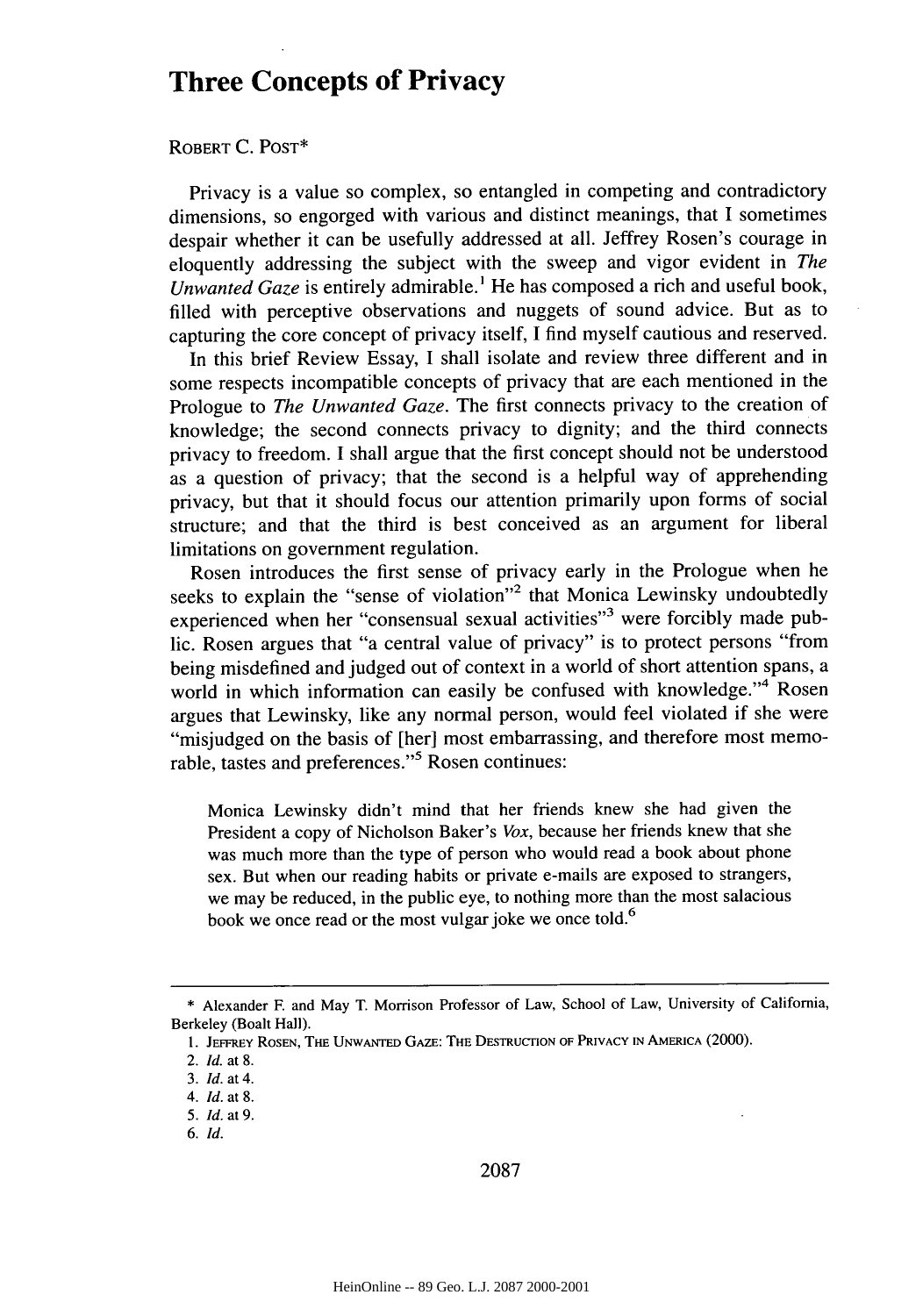# Three Concepts of Privacy

ROBERT C. POST*

Privacy is a value so complex, so entangled in competing and contradictory dimensions, so engorged with various and distinct meanings, that I sometimes despair whether it can be usefully addressed at all. Jeffrey Rosen's courage in eloquently addressing the subject with the sweep and vigor evident in *The Unwanted Gaze* is entirely admirable.[1] He has composed a rich and useful book, filled with perceptive observations and nuggets of sound advice. But as to capturing the core concept of privacy itself, I find myself cautious and reserved.

In this brief Review Essay, I shall isolate and review three different and in some respects incompatible concepts of privacy that are each mentioned in the Prologue to *The Unwanted Gaze*. The first connects privacy to the creation of knowledge; the second connects privacy to dignity; and the third connects privacy to freedom. I shall argue that the first concept should not be understood as a question of privacy; that the second is a helpful way of apprehending privacy, but that it should focus our attention primarily upon forms of social structure; and that the third is best conceived as an argument for liberal limitations on government regulation.

Rosen introduces the first sense of privacy early in the Prologue when he seeks to explain the "sense of violation"[2] that Monica Lewinsky undoubtedly experienced when her "consensual sexual activities"[3] were forcibly made public. Rosen argues that "a central value of privacy" is to protect persons "from being misdefined and judged out of context in a world of short attention spans, a world in which information can easily be confused with knowledge."[4] Rosen argues that Lewinsky, like any normal person, would feel violated if she were "misjudged on the basis of [her] most embarrassing, and therefore most memorable, tastes and preferences."[5] Rosen continues:

> Monica Lewinsky didn't mind that her friends knew she had given the President a copy of Nicholson Baker's *Vox*, because her friends knew that she was much more than the type of person who would read a book about phone sex. But when our reading habits or private e-mails are exposed to strangers, we may be reduced, in the public eye, to nothing more than the most salacious book we once read or the most vulgar joke we once told.[6]

---

\* Alexander F. and May T. Morrison Professor of Law, School of Law, University of California, Berkeley (Boalt Hall).

1. JEFFREY ROSEN, THE UNWANTED GAZE: THE DESTRUCTION OF PRIVACY IN AMERICA (2000).
2. *Id.* at 8.
3. *Id.* at 4.
4. *Id.* at 8.
5. *Id.* at 9.
6. *Id.*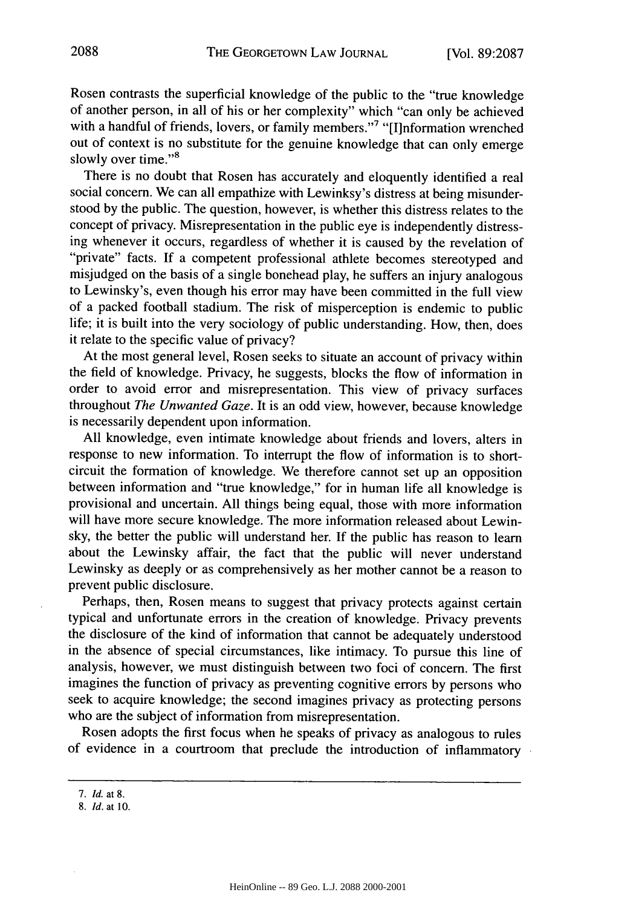Rosen contrasts the superficial knowledge of the public to the "true knowledge of another person, in all of his or her complexity" which "can only be achieved with a handful of friends, lovers, or family members."[7] "[I]nformation wrenched out of context is no substitute for the genuine knowledge that can only emerge slowly over time."[8]

There is no doubt that Rosen has accurately and eloquently identified a real social concern. We can all empathize with Lewinksy's distress at being misunderstood by the public. The question, however, is whether this distress relates to the concept of privacy. Misrepresentation in the public eye is independently distressing whenever it occurs, regardless of whether it is caused by the revelation of "private" facts. If a competent professional athlete becomes stereotyped and misjudged on the basis of a single bonehead play, he suffers an injury analogous to Lewinsky's, even though his error may have been committed in the full view of a packed football stadium. The risk of misperception is endemic to public life; it is built into the very sociology of public understanding. How, then, does it relate to the specific value of privacy?

At the most general level, Rosen seeks to situate an account of privacy within the field of knowledge. Privacy, he suggests, blocks the flow of information in order to avoid error and misrepresentation. This view of privacy surfaces throughout *The Unwanted Gaze*. It is an odd view, however, because knowledge is necessarily dependent upon information.

All knowledge, even intimate knowledge about friends and lovers, alters in response to new information. To interrupt the flow of information is to short-circuit the formation of knowledge. We therefore cannot set up an opposition between information and "true knowledge," for in human life all knowledge is provisional and uncertain. All things being equal, those with more information will have more secure knowledge. The more information released about Lewinsky, the better the public will understand her. If the public has reason to learn about the Lewinsky affair, the fact that the public will never understand Lewinsky as deeply or as comprehensively as her mother cannot be a reason to prevent public disclosure.

Perhaps, then, Rosen means to suggest that privacy protects against certain typical and unfortunate errors in the creation of knowledge. Privacy prevents the disclosure of the kind of information that cannot be adequately understood in the absence of special circumstances, like intimacy. To pursue this line of analysis, however, we must distinguish between two foci of concern. The first imagines the function of privacy as preventing cognitive errors by persons who seek to acquire knowledge; the second imagines privacy as protecting persons who are the subject of information from misrepresentation.

Rosen adopts the first focus when he speaks of privacy as analogous to rules of evidence in a courtroom that preclude the introduction of inflammatory

---

7. *Id.* at 8.

8. *Id.* at 10.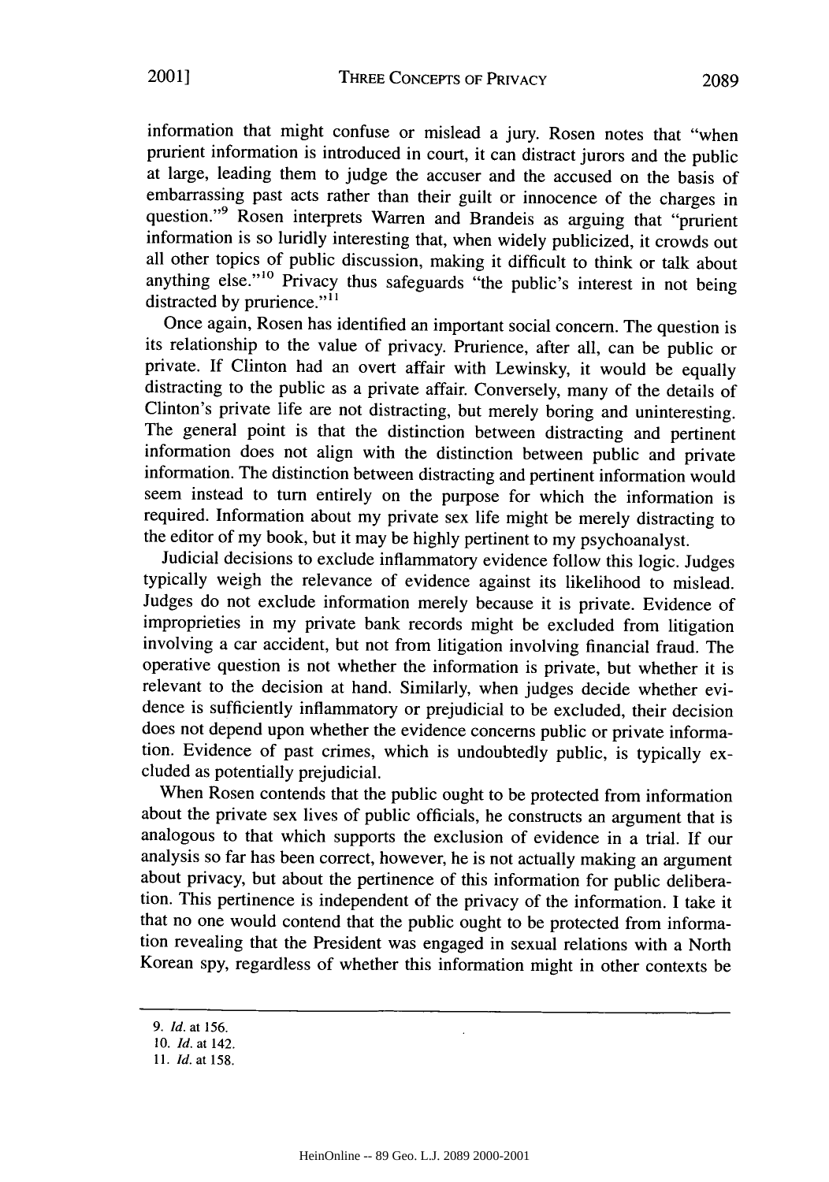information that might confuse or mislead a jury. Rosen notes that "when prurient information is introduced in court, it can distract jurors and the public at large, leading them to judge the accuser and the accused on the basis of embarrassing past acts rather than their guilt or innocence of the charges in question."[9] Rosen interprets Warren and Brandeis as arguing that "prurient information is so luridly interesting that, when widely publicized, it crowds out all other topics of public discussion, making it difficult to think or talk about anything else."[10] Privacy thus safeguards "the public's interest in not being distracted by prurience."[11]

Once again, Rosen has identified an important social concern. The question is its relationship to the value of privacy. Prurience, after all, can be public or private. If Clinton had an overt affair with Lewinsky, it would be equally distracting to the public as a private affair. Conversely, many of the details of Clinton's private life are not distracting, but merely boring and uninteresting. The general point is that the distinction between distracting and pertinent information does not align with the distinction between public and private information. The distinction between distracting and pertinent information would seem instead to turn entirely on the purpose for which the information is required. Information about my private sex life might be merely distracting to the editor of my book, but it may be highly pertinent to my psychoanalyst.

Judicial decisions to exclude inflammatory evidence follow this logic. Judges typically weigh the relevance of evidence against its likelihood to mislead. Judges do not exclude information merely because it is private. Evidence of improprieties in my private bank records might be excluded from litigation involving a car accident, but not from litigation involving financial fraud. The operative question is not whether the information is private, but whether it is relevant to the decision at hand. Similarly, when judges decide whether evidence is sufficiently inflammatory or prejudicial to be excluded, their decision does not depend upon whether the evidence concerns public or private information. Evidence of past crimes, which is undoubtedly public, is typically excluded as potentially prejudicial.

When Rosen contends that the public ought to be protected from information about the private sex lives of public officials, he constructs an argument that is analogous to that which supports the exclusion of evidence in a trial. If our analysis so far has been correct, however, he is not actually making an argument about privacy, but about the pertinence of this information for public deliberation. This pertinence is independent of the privacy of the information. I take it that no one would contend that the public ought to be protected from information revealing that the President was engaged in sexual relations with a North Korean spy, regardless of whether this information might in other contexts be

---

9. *Id.* at 156.

10. *Id.* at 142.

11. *Id.* at 158.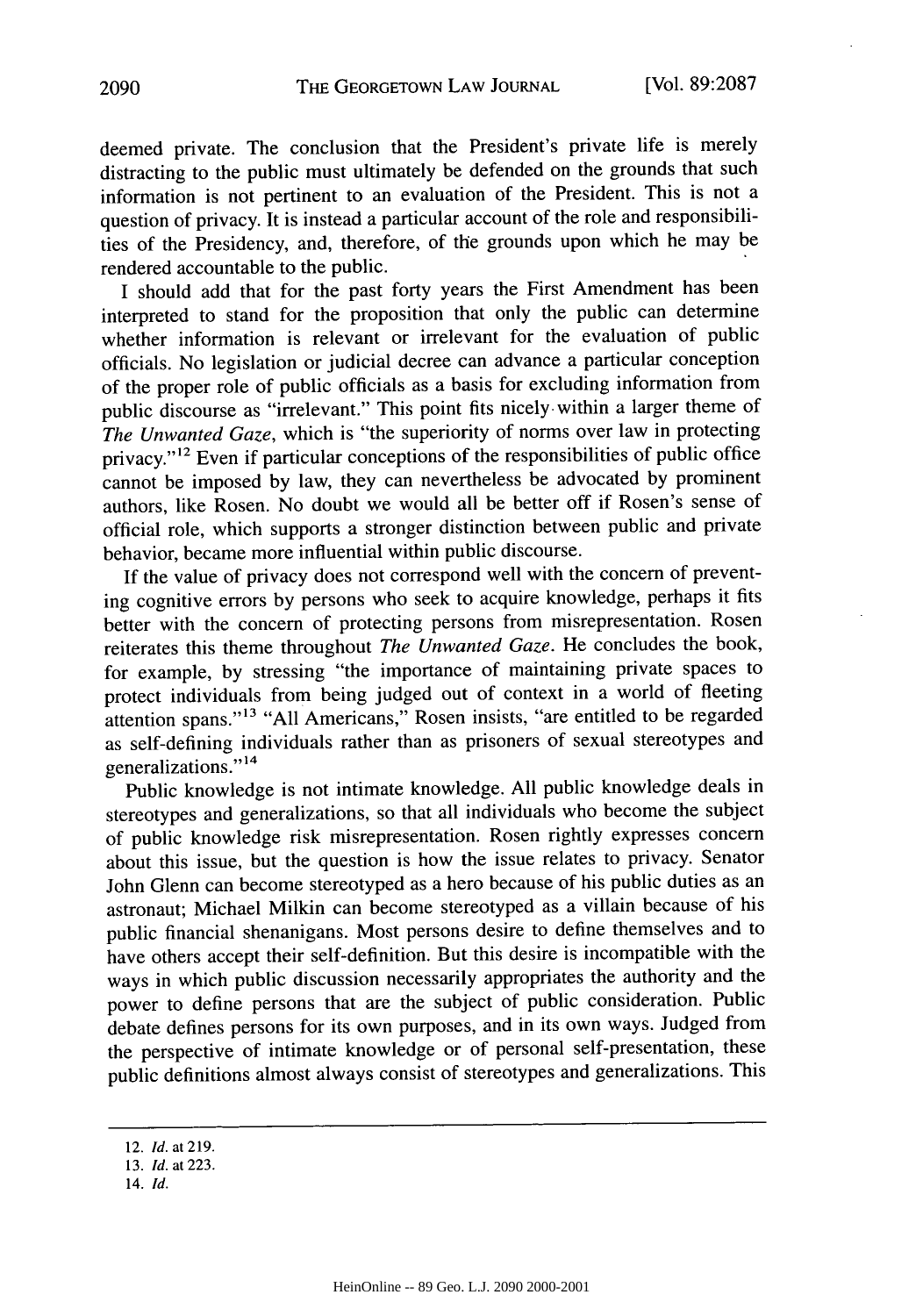deemed private. The conclusion that the President's private life is merely distracting to the public must ultimately be defended on the grounds that such information is not pertinent to an evaluation of the President. This is not a question of privacy. It is instead a particular account of the role and responsibilities of the Presidency, and, therefore, of the grounds upon which he may be rendered accountable to the public.

I should add that for the past forty years the First Amendment has been interpreted to stand for the proposition that only the public can determine whether information is relevant or irrelevant for the evaluation of public officials. No legislation or judicial decree can advance a particular conception of the proper role of public officials as a basis for excluding information from public discourse as "irrelevant." This point fits nicely within a larger theme of *The Unwanted Gaze*, which is "the superiority of norms over law in protecting privacy."[12] Even if particular conceptions of the responsibilities of public office cannot be imposed by law, they can nevertheless be advocated by prominent authors, like Rosen. No doubt we would all be better off if Rosen's sense of official role, which supports a stronger distinction between public and private behavior, became more influential within public discourse.

If the value of privacy does not correspond well with the concern of preventing cognitive errors by persons who seek to acquire knowledge, perhaps it fits better with the concern of protecting persons from misrepresentation. Rosen reiterates this theme throughout *The Unwanted Gaze*. He concludes the book, for example, by stressing "the importance of maintaining private spaces to protect individuals from being judged out of context in a world of fleeting attention spans."[13] "All Americans," Rosen insists, "are entitled to be regarded as self-defining individuals rather than as prisoners of sexual stereotypes and generalizations."[14]

Public knowledge is not intimate knowledge. All public knowledge deals in stereotypes and generalizations, so that all individuals who become the subject of public knowledge risk misrepresentation. Rosen rightly expresses concern about this issue, but the question is how the issue relates to privacy. Senator John Glenn can become stereotyped as a hero because of his public duties as an astronaut; Michael Milkin can become stereotyped as a villain because of his public financial shenanigans. Most persons desire to define themselves and to have others accept their self-definition. But this desire is incompatible with the ways in which public discussion necessarily appropriates the authority and the power to define persons that are the subject of public consideration. Public debate defines persons for its own purposes, and in its own ways. Judged from the perspective of intimate knowledge or of personal self-presentation, these public definitions almost always consist of stereotypes and generalizations. This

---

12. *Id.* at 219.

13. *Id.* at 223.

14. *Id.*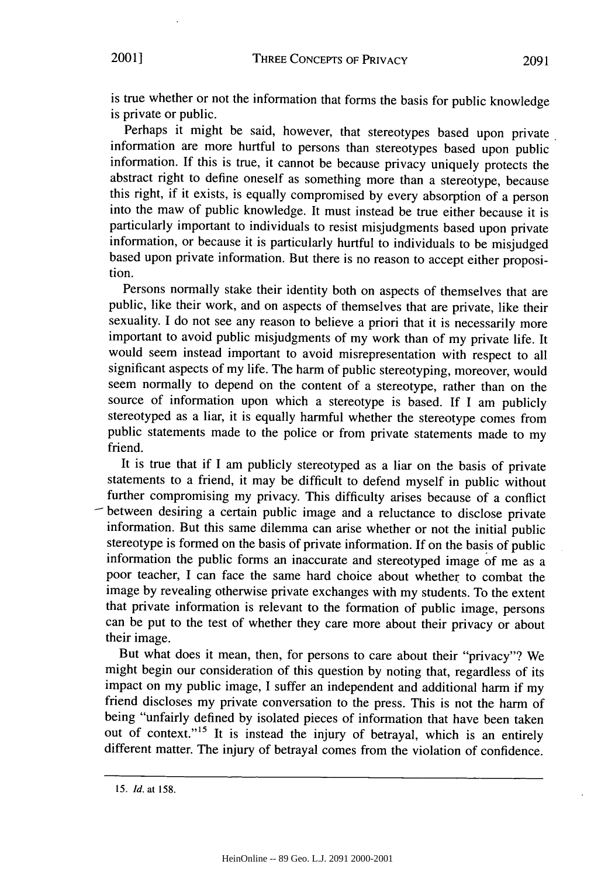is true whether or not the information that forms the basis for public knowledge is private or public.

Perhaps it might be said, however, that stereotypes based upon private information are more hurtful to persons than stereotypes based upon public information. If this is true, it cannot be because privacy uniquely protects the abstract right to define oneself as something more than a stereotype, because this right, if it exists, is equally compromised by every absorption of a person into the maw of public knowledge. It must instead be true either because it is particularly important to individuals to resist misjudgments based upon private information, or because it is particularly hurtful to individuals to be misjudged based upon private information. But there is no reason to accept either proposition.

Persons normally stake their identity both on aspects of themselves that are public, like their work, and on aspects of themselves that are private, like their sexuality. I do not see any reason to believe a priori that it is necessarily more important to avoid public misjudgments of my work than of my private life. It would seem instead important to avoid misrepresentation with respect to all significant aspects of my life. The harm of public stereotyping, moreover, would seem normally to depend on the content of a stereotype, rather than on the source of information upon which a stereotype is based. If I am publicly stereotyped as a liar, it is equally harmful whether the stereotype comes from public statements made to the police or from private statements made to my friend.

It is true that if I am publicly stereotyped as a liar on the basis of private statements to a friend, it may be difficult to defend myself in public without further compromising my privacy. This difficulty arises because of a conflict between desiring a certain public image and a reluctance to disclose private information. But this same dilemma can arise whether or not the initial public stereotype is formed on the basis of private information. If on the basis of public information the public forms an inaccurate and stereotyped image of me as a poor teacher, I can face the same hard choice about whether to combat the image by revealing otherwise private exchanges with my students. To the extent that private information is relevant to the formation of public image, persons can be put to the test of whether they care more about their privacy or about their image.

But what does it mean, then, for persons to care about their "privacy"? We might begin our consideration of this question by noting that, regardless of its impact on my public image, I suffer an independent and additional harm if my friend discloses my private conversation to the press. This is not the harm of being "unfairly defined by isolated pieces of information that have been taken out of context."[15] It is instead the injury of betrayal, which is an entirely different matter. The injury of betrayal comes from the violation of confidence.

---

15. *Id.* at 158.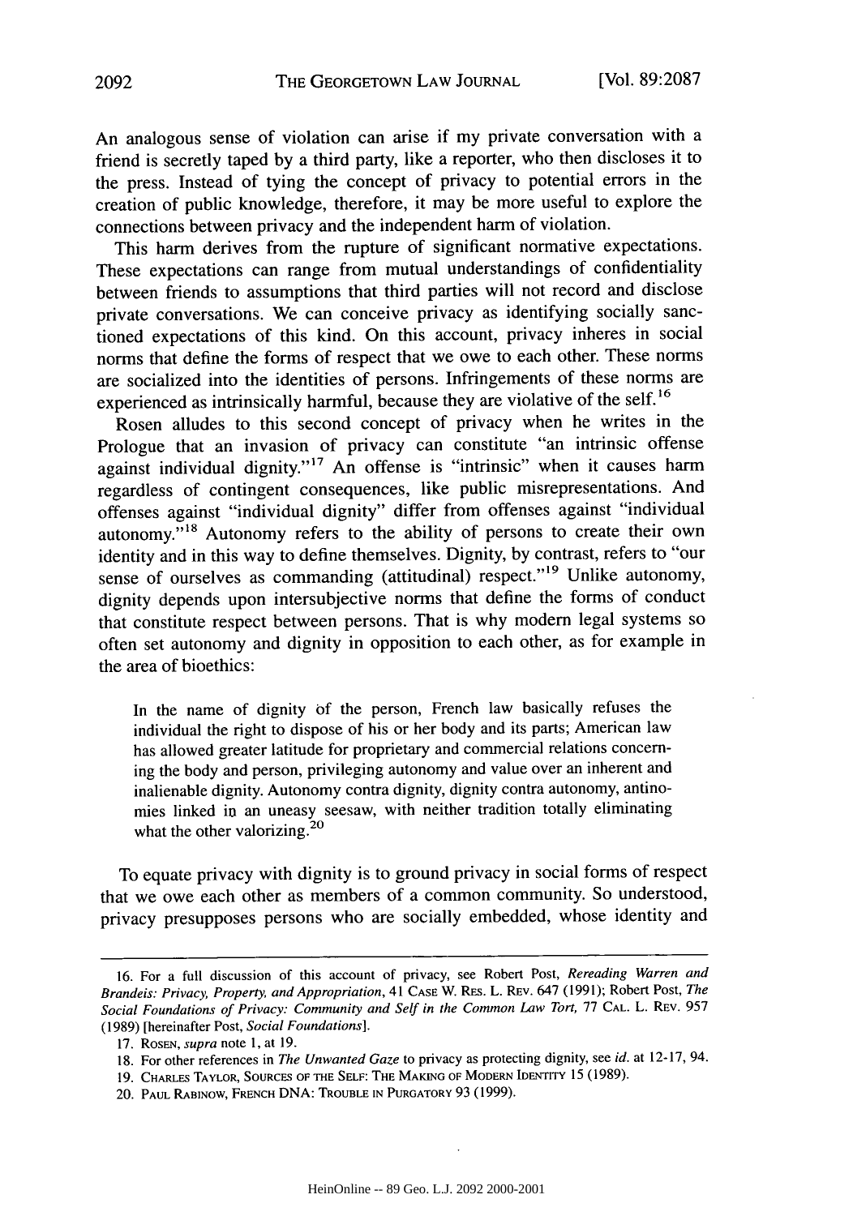An analogous sense of violation can arise if my private conversation with a friend is secretly taped by a third party, like a reporter, who then discloses it to the press. Instead of tying the concept of privacy to potential errors in the creation of public knowledge, therefore, it may be more useful to explore the connections between privacy and the independent harm of violation.

This harm derives from the rupture of significant normative expectations. These expectations can range from mutual understandings of confidentiality between friends to assumptions that third parties will not record and disclose private conversations. We can conceive privacy as identifying socially sanctioned expectations of this kind. On this account, privacy inheres in social norms that define the forms of respect that we owe to each other. These norms are socialized into the identities of persons. Infringements of these norms are experienced as intrinsically harmful, because they are violative of the self.[16]

Rosen alludes to this second concept of privacy when he writes in the Prologue that an invasion of privacy can constitute "an intrinsic offense against individual dignity."[17] An offense is "intrinsic" when it causes harm regardless of contingent consequences, like public misrepresentations. And offenses against "individual dignity" differ from offenses against "individual autonomy."[18] Autonomy refers to the ability of persons to create their own identity and in this way to define themselves. Dignity, by contrast, refers to "our sense of ourselves as commanding (attitudinal) respect."[19] Unlike autonomy, dignity depends upon intersubjective norms that define the forms of conduct that constitute respect between persons. That is why modern legal systems so often set autonomy and dignity in opposition to each other, as for example in the area of bioethics:

> In the name of dignity of the person, French law basically refuses the individual the right to dispose of his or her body and its parts; American law has allowed greater latitude for proprietary and commercial relations concerning the body and person, privileging autonomy and value over an inherent and inalienable dignity. Autonomy contra dignity, dignity contra autonomy, antinomies linked in an uneasy seesaw, with neither tradition totally eliminating what the other valorizing.[20]

To equate privacy with dignity is to ground privacy in social forms of respect that we owe each other as members of a common community. So understood, privacy presupposes persons who are socially embedded, whose identity and

---

16. For a full discussion of this account of privacy, see Robert Post, *Rereading Warren and Brandeis: Privacy, Property, and Appropriation*, 41 CASE W. RES. L. REV. 647 (1991); Robert Post, *The Social Foundations of Privacy: Community and Self in the Common Law Tort*, 77 CAL. L. REV. 957 (1989) [hereinafter Post, *Social Foundations*].

17. ROSEN, *supra* note 1, at 19.

18. For other references in *The Unwanted Gaze* to privacy as protecting dignity, see *id.* at 12-17, 94.

19. CHARLES TAYLOR, SOURCES OF THE SELF: THE MAKING OF MODERN IDENTITY 15 (1989).

20. PAUL RABINOW, FRENCH DNA: TROUBLE IN PURGATORY 93 (1999).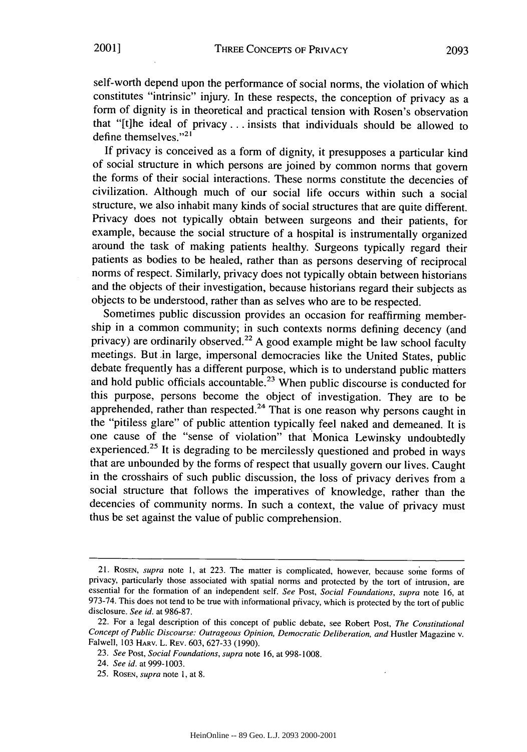self-worth depend upon the performance of social norms, the violation of which constitutes "intrinsic" injury. In these respects, the conception of privacy as a form of dignity is in theoretical and practical tension with Rosen's observation that "[t]he ideal of privacy . . . insists that individuals should be allowed to define themselves."[21]

If privacy is conceived as a form of dignity, it presupposes a particular kind of social structure in which persons are joined by common norms that govern the forms of their social interactions. These norms constitute the decencies of civilization. Although much of our social life occurs within such a social structure, we also inhabit many kinds of social structures that are quite different. Privacy does not typically obtain between surgeons and their patients, for example, because the social structure of a hospital is instrumentally organized around the task of making patients healthy. Surgeons typically regard their patients as bodies to be healed, rather than as persons deserving of reciprocal norms of respect. Similarly, privacy does not typically obtain between historians and the objects of their investigation, because historians regard their subjects as objects to be understood, rather than as selves who are to be respected.

Sometimes public discussion provides an occasion for reaffirming membership in a common community; in such contexts norms defining decency (and privacy) are ordinarily observed.[22] A good example might be law school faculty meetings. But in large, impersonal democracies like the United States, public debate frequently has a different purpose, which is to understand public matters and hold public officials accountable.[23] When public discourse is conducted for this purpose, persons become the object of investigation. They are to be apprehended, rather than respected.[24] That is one reason why persons caught in the "pitiless glare" of public attention typically feel naked and demeaned. It is one cause of the "sense of violation" that Monica Lewinsky undoubtedly experienced.[25] It is degrading to be mercilessly questioned and probed in ways that are unbounded by the forms of respect that usually govern our lives. Caught in the crosshairs of such public discussion, the loss of privacy derives from a social structure that follows the imperatives of knowledge, rather than the decencies of community norms. In such a context, the value of privacy must thus be set against the value of public comprehension.

---

21. ROSEN, *supra* note 1, at 223. The matter is complicated, however, because some forms of privacy, particularly those associated with spatial norms and protected by the tort of intrusion, are essential for the formation of an independent self. *See* Post, *Social Foundations*, *supra* note 16, at 973-74. This does not tend to be true with informational privacy, which is protected by the tort of public disclosure. *See id.* at 986-87.

22. For a legal description of this concept of public debate, see Robert Post, *The Constitutional Concept of Public Discourse: Outrageous Opinion, Democratic Deliberation, and* Hustler Magazine v. Falwell, 103 HARV. L. REV. 603, 627-33 (1990).

23. *See* Post, *Social Foundations*, *supra* note 16, at 998-1008.

24. *See id.* at 999-1003.

25. ROSEN, *supra* note 1, at 8.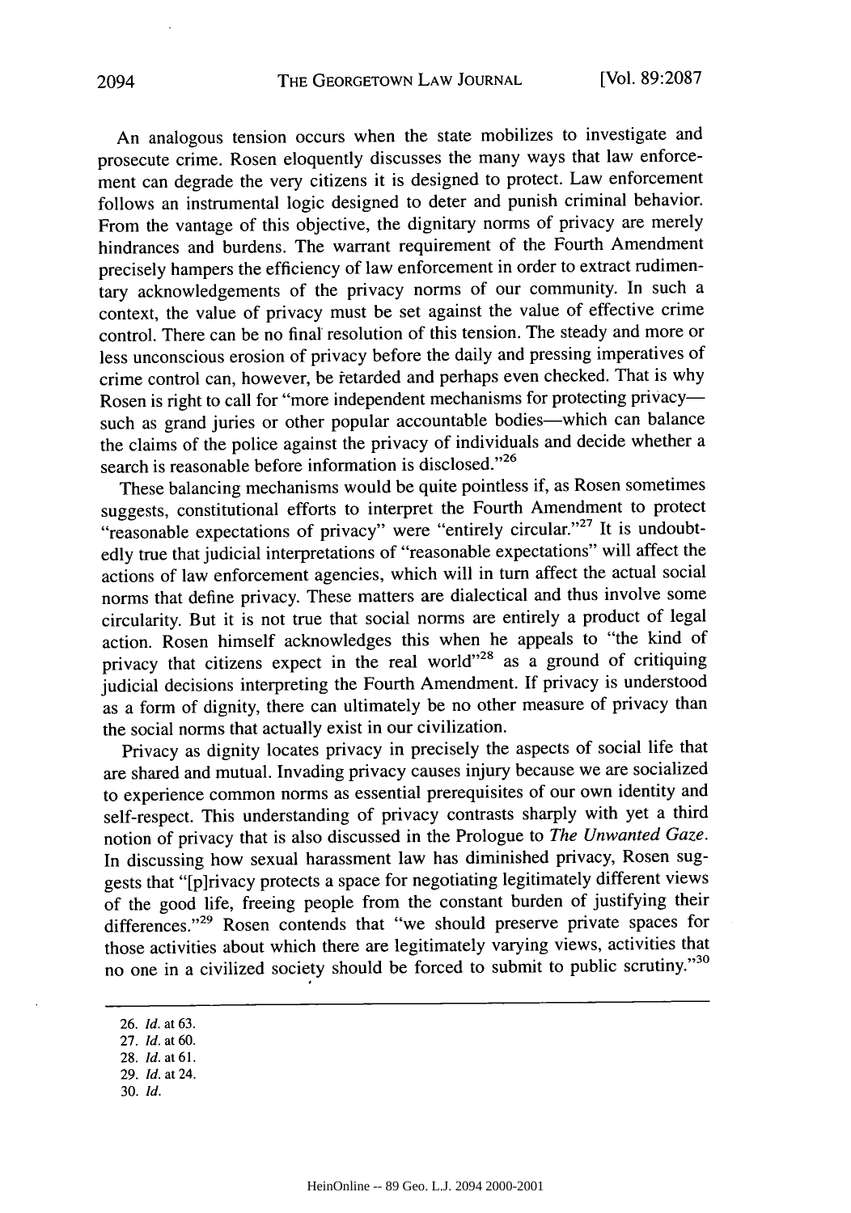An analogous tension occurs when the state mobilizes to investigate and prosecute crime. Rosen eloquently discusses the many ways that law enforcement can degrade the very citizens it is designed to protect. Law enforcement follows an instrumental logic designed to deter and punish criminal behavior. From the vantage of this objective, the dignitary norms of privacy are merely hindrances and burdens. The warrant requirement of the Fourth Amendment precisely hampers the efficiency of law enforcement in order to extract rudimentary acknowledgements of the privacy norms of our community. In such a context, the value of privacy must be set against the value of effective crime control. There can be no final resolution of this tension. The steady and more or less unconscious erosion of privacy before the daily and pressing imperatives of crime control can, however, be retarded and perhaps even checked. That is why Rosen is right to call for "more independent mechanisms for protecting privacy—such as grand juries or other popular accountable bodies—which can balance the claims of the police against the privacy of individuals and decide whether a search is reasonable before information is disclosed."[26]

These balancing mechanisms would be quite pointless if, as Rosen sometimes suggests, constitutional efforts to interpret the Fourth Amendment to protect "reasonable expectations of privacy" were "entirely circular."[27] It is undoubtedly true that judicial interpretations of "reasonable expectations" will affect the actions of law enforcement agencies, which will in turn affect the actual social norms that define privacy. These matters are dialectical and thus involve some circularity. But it is not true that social norms are entirely a product of legal action. Rosen himself acknowledges this when he appeals to "the kind of privacy that citizens expect in the real world"[28] as a ground of critiquing judicial decisions interpreting the Fourth Amendment. If privacy is understood as a form of dignity, there can ultimately be no other measure of privacy than the social norms that actually exist in our civilization.

Privacy as dignity locates privacy in precisely the aspects of social life that are shared and mutual. Invading privacy causes injury because we are socialized to experience common norms as essential prerequisites of our own identity and self-respect. This understanding of privacy contrasts sharply with yet a third notion of privacy that is also discussed in the Prologue to *The Unwanted Gaze*. In discussing how sexual harassment law has diminished privacy, Rosen suggests that "[p]rivacy protects a space for negotiating legitimately different views of the good life, freeing people from the constant burden of justifying their differences."[29] Rosen contends that "we should preserve private spaces for those activities about which there are legitimately varying views, activities that no one in a civilized society should be forced to submit to public scrutiny."[30]

---

26. *Id.* at 63.
27. *Id.* at 60.
28. *Id.* at 61.
29. *Id.* at 24.
30. *Id.*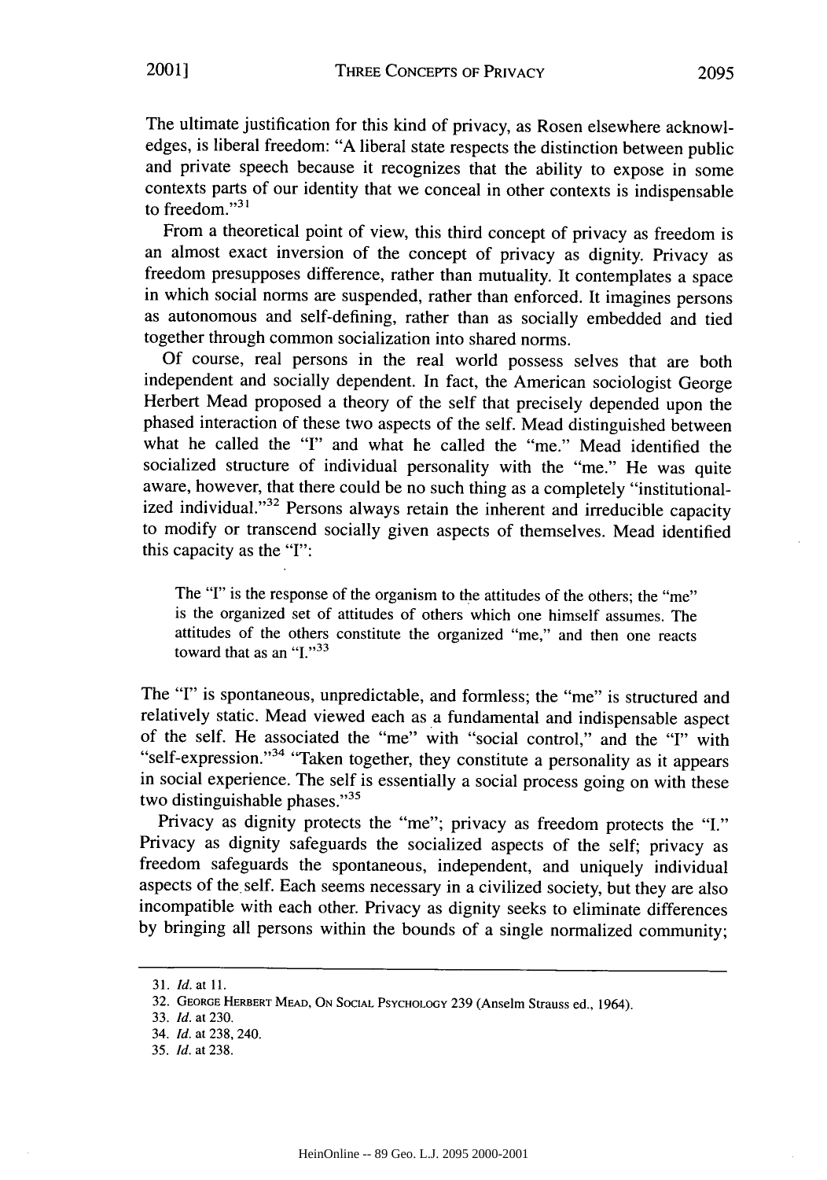The ultimate justification for this kind of privacy, as Rosen elsewhere acknowledges, is liberal freedom: "A liberal state respects the distinction between public and private speech because it recognizes that the ability to expose in some contexts parts of our identity that we conceal in other contexts is indispensable to freedom."[31]

From a theoretical point of view, this third concept of privacy as freedom is an almost exact inversion of the concept of privacy as dignity. Privacy as freedom presupposes difference, rather than mutuality. It contemplates a space in which social norms are suspended, rather than enforced. It imagines persons as autonomous and self-defining, rather than as socially embedded and tied together through common socialization into shared norms.

Of course, real persons in the real world possess selves that are both independent and socially dependent. In fact, the American sociologist George Herbert Mead proposed a theory of the self that precisely depended upon the phased interaction of these two aspects of the self. Mead distinguished between what he called the "I" and what he called the "me." Mead identified the socialized structure of individual personality with the "me." He was quite aware, however, that there could be no such thing as a completely "institutionalized individual."[32] Persons always retain the inherent and irreducible capacity to modify or transcend socially given aspects of themselves. Mead identified this capacity as the "I":

> The "I" is the response of the organism to the attitudes of the others; the "me" is the organized set of attitudes of others which one himself assumes. The attitudes of the others constitute the organized "me," and then one reacts toward that as an "I."[33]

The "I" is spontaneous, unpredictable, and formless; the "me" is structured and relatively static. Mead viewed each as a fundamental and indispensable aspect of the self. He associated the "me" with "social control," and the "I" with "self-expression."[34] "Taken together, they constitute a personality as it appears in social experience. The self is essentially a social process going on with these two distinguishable phases."[35]

Privacy as dignity protects the "me"; privacy as freedom protects the "I." Privacy as dignity safeguards the socialized aspects of the self; privacy as freedom safeguards the spontaneous, independent, and uniquely individual aspects of the self. Each seems necessary in a civilized society, but they are also incompatible with each other. Privacy as dignity seeks to eliminate differences by bringing all persons within the bounds of a single normalized community;

---

31. *Id.* at 11.
32. GEORGE HERBERT MEAD, ON SOCIAL PSYCHOLOGY 239 (Anselm Strauss ed., 1964).
33. *Id.* at 230.
34. *Id.* at 238, 240.
35. *Id.* at 238.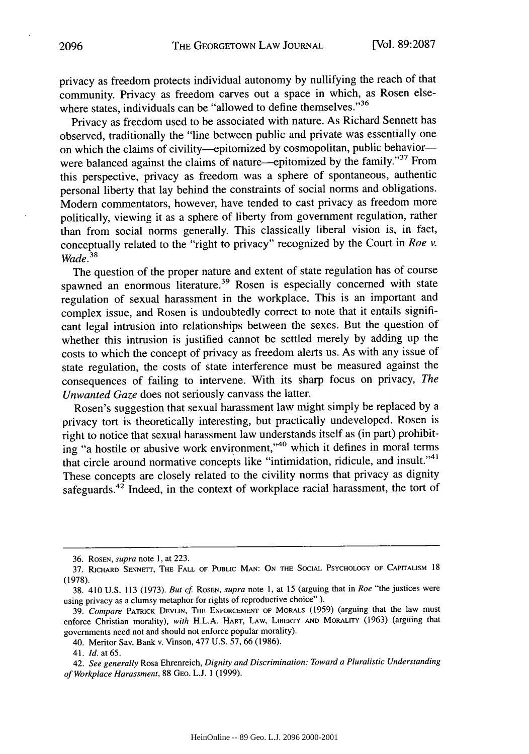privacy as freedom protects individual autonomy by nullifying the reach of that community. Privacy as freedom carves out a space in which, as Rosen elsewhere states, individuals can be "allowed to define themselves."[36]

Privacy as freedom used to be associated with nature. As Richard Sennett has observed, traditionally the "line between public and private was essentially one on which the claims of civility—epitomized by cosmopolitan, public behavior—were balanced against the claims of nature—epitomized by the family."[37] From this perspective, privacy as freedom was a sphere of spontaneous, authentic personal liberty that lay behind the constraints of social norms and obligations. Modern commentators, however, have tended to cast privacy as freedom more politically, viewing it as a sphere of liberty from government regulation, rather than from social norms generally. This classically liberal vision is, in fact, conceptually related to the "right to privacy" recognized by the Court in *Roe v. Wade*.[38]

The question of the proper nature and extent of state regulation has of course spawned an enormous literature.[39] Rosen is especially concerned with state regulation of sexual harassment in the workplace. This is an important and complex issue, and Rosen is undoubtedly correct to note that it entails significant legal intrusion into relationships between the sexes. But the question of whether this intrusion is justified cannot be settled merely by adding up the costs to which the concept of privacy as freedom alerts us. As with any issue of state regulation, the costs of state interference must be measured against the consequences of failing to intervene. With its sharp focus on privacy, *The Unwanted Gaze* does not seriously canvass the latter.

Rosen's suggestion that sexual harassment law might simply be replaced by a privacy tort is theoretically interesting, but practically undeveloped. Rosen is right to notice that sexual harassment law understands itself as (in part) prohibiting "a hostile or abusive work environment,"[40] which it defines in moral terms that circle around normative concepts like "intimidation, ridicule, and insult."[41] These concepts are closely related to the civility norms that privacy as dignity safeguards.[42] Indeed, in the context of workplace racial harassment, the tort of

---

36. ROSEN, *supra* note 1, at 223.

37. RICHARD SENNETT, THE FALL OF PUBLIC MAN: ON THE SOCIAL PSYCHOLOGY OF CAPITALISM 18 (1978).

38. 410 U.S. 113 (1973). *But cf.* ROSEN, *supra* note 1, at 15 (arguing that in *Roe* "the justices were using privacy as a clumsy metaphor for rights of reproductive choice" ).

39. *Compare* PATRICK DEVLIN, THE ENFORCEMENT OF MORALS (1959) (arguing that the law must enforce Christian morality), *with* H.L.A. HART, LAW, LIBERTY AND MORALITY (1963) (arguing that governments need not and should not enforce popular morality).

40. Meritor Sav. Bank v. Vinson, 477 U.S. 57, 66 (1986).

41. *Id.* at 65.

42. *See generally* Rosa Ehrenreich, *Dignity and Discrimination: Toward a Pluralistic Understanding of Workplace Harassment*, 88 GEO. L.J. 1 (1999).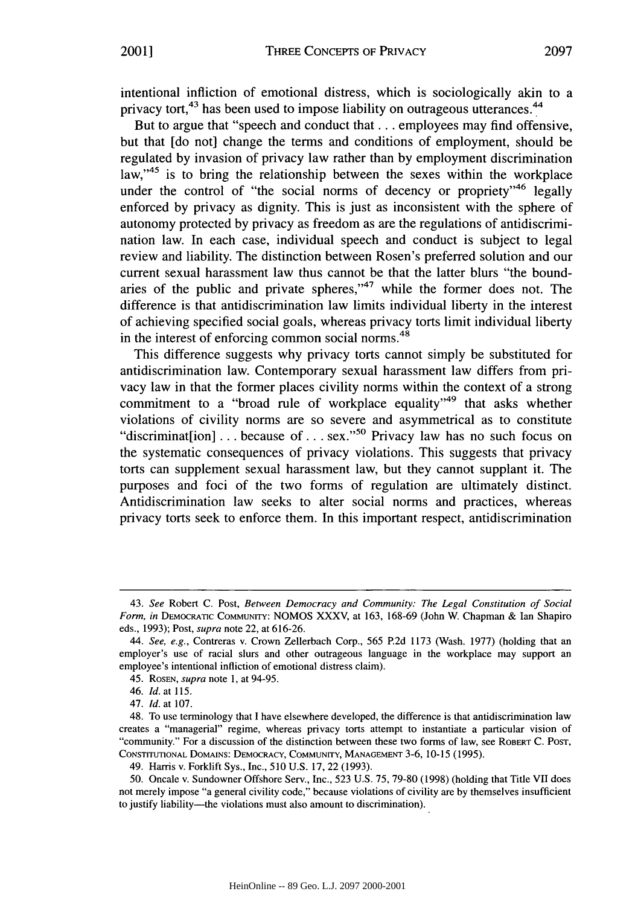intentional infliction of emotional distress, which is sociologically akin to a privacy tort,[43] has been used to impose liability on outrageous utterances.[44]

But to argue that "speech and conduct that . . . employees may find offensive, but that [do not] change the terms and conditions of employment, should be regulated by invasion of privacy law rather than by employment discrimination law,"[45] is to bring the relationship between the sexes within the workplace under the control of "the social norms of decency or propriety"[46] legally enforced by privacy as dignity. This is just as inconsistent with the sphere of autonomy protected by privacy as freedom as are the regulations of antidiscrimination law. In each case, individual speech and conduct is subject to legal review and liability. The distinction between Rosen's preferred solution and our current sexual harassment law thus cannot be that the latter blurs "the boundaries of the public and private spheres,"[47] while the former does not. The difference is that antidiscrimination law limits individual liberty in the interest of achieving specified social goals, whereas privacy torts limit individual liberty in the interest of enforcing common social norms.[48]

This difference suggests why privacy torts cannot simply be substituted for antidiscrimination law. Contemporary sexual harassment law differs from privacy law in that the former places civility norms within the context of a strong commitment to a "broad rule of workplace equality"[49] that asks whether violations of civility norms are so severe and asymmetrical as to constitute "discriminat[ion] . . . because of . . . sex."[50] Privacy law has no such focus on the systematic consequences of privacy violations. This suggests that privacy torts can supplement sexual harassment law, but they cannot supplant it. The purposes and foci of the two forms of regulation are ultimately distinct. Antidiscrimination law seeks to alter social norms and practices, whereas privacy torts seek to enforce them. In this important respect, antidiscrimination

---

43. *See* Robert C. Post, *Between Democracy and Community: The Legal Constitution of Social Form*, *in* DEMOCRATIC COMMUNITY: NOMOS XXXV, at 163, 168-69 (John W. Chapman & Ian Shapiro eds., 1993); Post, *supra* note 22, at 616-26.

44. *See, e.g.*, Contreras v. Crown Zellerbach Corp., 565 P.2d 1173 (Wash. 1977) (holding that an employer's use of racial slurs and other outrageous language in the workplace may support an employee's intentional infliction of emotional distress claim).

45. ROSEN, *supra* note 1, at 94-95.

46. *Id.* at 115.

47. *Id.* at 107.

48. To use terminology that I have elsewhere developed, the difference is that antidiscrimination law creates a "managerial" regime, whereas privacy torts attempt to instantiate a particular vision of "community." For a discussion of the distinction between these two forms of law, see ROBERT C. POST, CONSTITUTIONAL DOMAINS: DEMOCRACY, COMMUNITY, MANAGEMENT 3-6, 10-15 (1995).

49. Harris v. Forklift Sys., Inc., 510 U.S. 17, 22 (1993).

50. Oncale v. Sundowner Offshore Serv., Inc., 523 U.S. 75, 79-80 (1998) (holding that Title VII does not merely impose "a general civility code," because violations of civility are by themselves insufficient to justify liability—the violations must also amount to discrimination).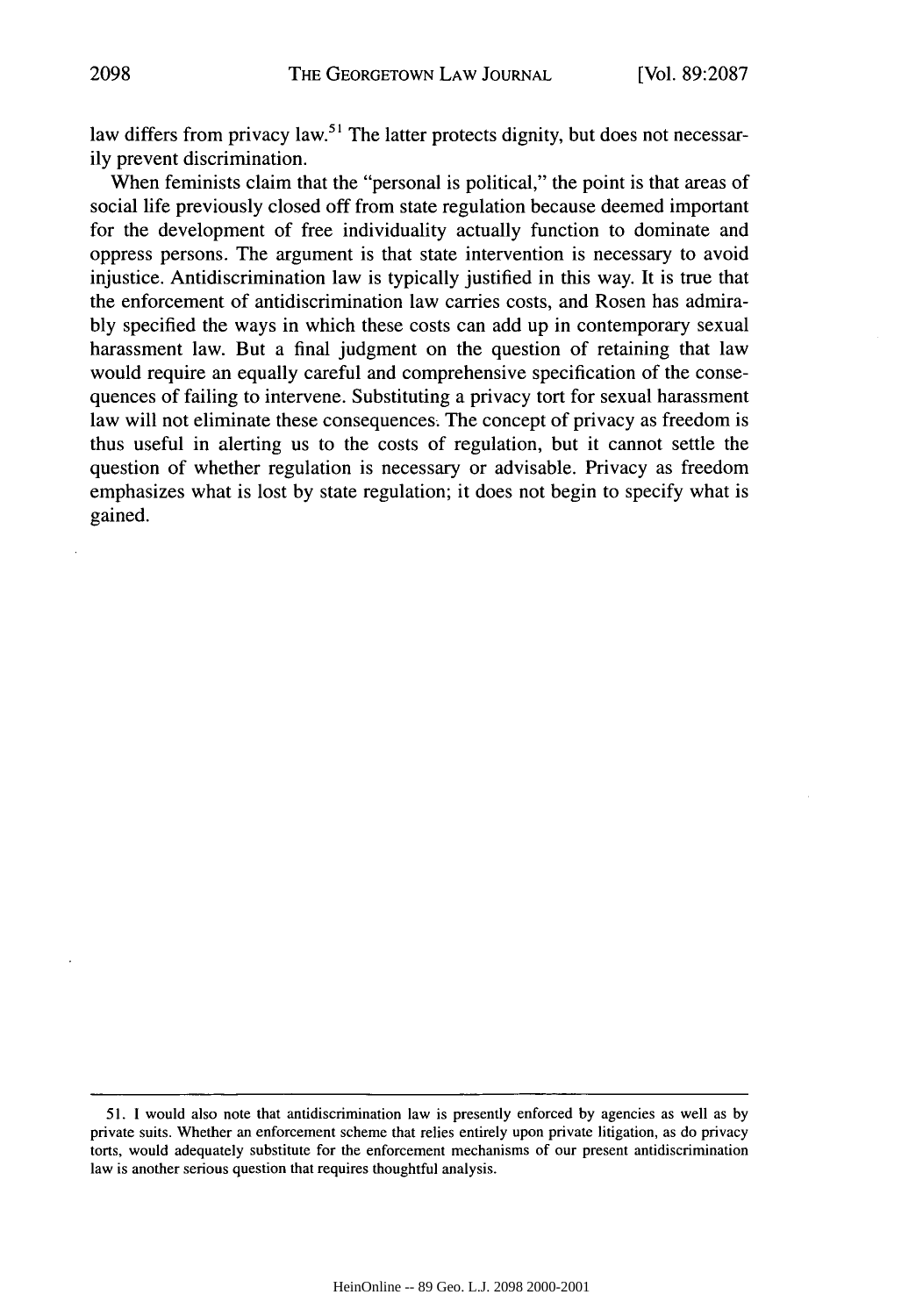law differs from privacy law.[51] The latter protects dignity, but does not necessarily prevent discrimination.

When feminists claim that the "personal is political," the point is that areas of social life previously closed off from state regulation because deemed important for the development of free individuality actually function to dominate and oppress persons. The argument is that state intervention is necessary to avoid injustice. Antidiscrimination law is typically justified in this way. It is true that the enforcement of antidiscrimination law carries costs, and Rosen has admirably specified the ways in which these costs can add up in contemporary sexual harassment law. But a final judgment on the question of retaining that law would require an equally careful and comprehensive specification of the consequences of failing to intervene. Substituting a privacy tort for sexual harassment law will not eliminate these consequences. The concept of privacy as freedom is thus useful in alerting us to the costs of regulation, but it cannot settle the question of whether regulation is necessary or advisable. Privacy as freedom emphasizes what is lost by state regulation; it does not begin to specify what is gained.

---

51. I would also note that antidiscrimination law is presently enforced by agencies as well as by private suits. Whether an enforcement scheme that relies entirely upon private litigation, as do privacy torts, would adequately substitute for the enforcement mechanisms of our present antidiscrimination law is another serious question that requires thoughtful analysis.